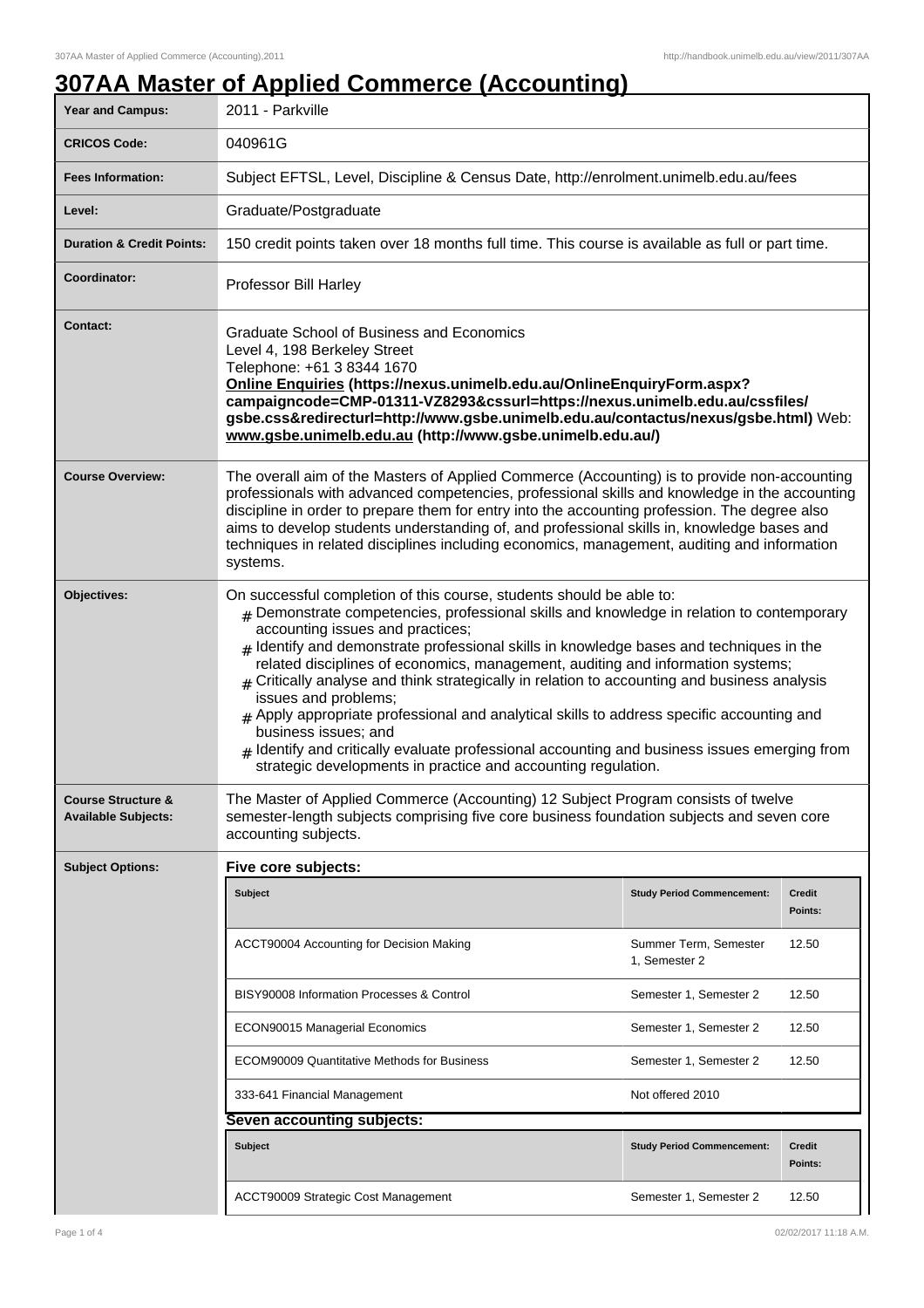# 307AA Master of Applied Commerce (Accounting)

| | |
|---|---|
| **Year and Campus:** | 2011 - Parkville |
| **CRICOS Code:** | 040961G |
| **Fees Information:** | Subject EFTSL, Level, Discipline & Census Date, http://enrolment.unimelb.edu.au/fees |
| **Level:** | Graduate/Postgraduate |
| **Duration & Credit Points:** | 150 credit points taken over 18 months full time. This course is available as full or part time. |
| **Coordinator:** | Professor Bill Harley |
| **Contact:** | Graduate School of Business and Economics<br>Level 4, 198 Berkeley Street<br>Telephone: +61 3 8344 1670<br>**Online Enquiries (https://nexus.unimelb.edu.au/OnlineEnquiryForm.aspx?campaigncode=CMP-01311-VZ8293&cssurl=https://nexus.unimelb.edu.au/cssfiles/gsbe.css&redirecturl=http://www.gsbe.unimelb.edu.au/contactus/nexus/gsbe.html)** Web: **www.gsbe.unimelb.edu.au (http://www.gsbe.unimelb.edu.au/)** |
| **Course Overview:** | The overall aim of the Masters of Applied Commerce (Accounting) is to provide non-accounting professionals with advanced competencies, professional skills and knowledge in the accounting discipline in order to prepare them for entry into the accounting profession. The degree also aims to develop students understanding of, and professional skills in, knowledge bases and techniques in related disciplines including economics, management, auditing and information systems. |
| **Objectives:** | On successful completion of this course, students should be able to:<br># Demonstrate competencies, professional skills and knowledge in relation to contemporary accounting issues and practices;<br># Identify and demonstrate professional skills in knowledge bases and techniques in the related disciplines of economics, management, auditing and information systems;<br># Critically analyse and think strategically in relation to accounting and business analysis issues and problems;<br># Apply appropriate professional and analytical skills to address specific accounting and business issues; and<br># Identify and critically evaluate professional accounting and business issues emerging from strategic developments in practice and accounting regulation. |
| **Course Structure & Available Subjects:** | The Master of Applied Commerce (Accounting) 12 Subject Program consists of twelve semester-length subjects comprising five core business foundation subjects and seven core accounting subjects. |

**Subject Options:**

**Five core subjects:**

| Subject | Study Period Commencement: | Credit Points: |
|---|---|---|
| ACCT90004 Accounting for Decision Making | Summer Term, Semester 1, Semester 2 | 12.50 |
| BISY90008 Information Processes & Control | Semester 1, Semester 2 | 12.50 |
| ECON90015 Managerial Economics | Semester 1, Semester 2 | 12.50 |
| ECOM90009 Quantitative Methods for Business | Semester 1, Semester 2 | 12.50 |
| 333-641 Financial Management | Not offered 2010 | |

**Seven accounting subjects:**

| Subject | Study Period Commencement: | Credit Points: |
|---|---|---|
| ACCT90009 Strategic Cost Management | Semester 1, Semester 2 | 12.50 |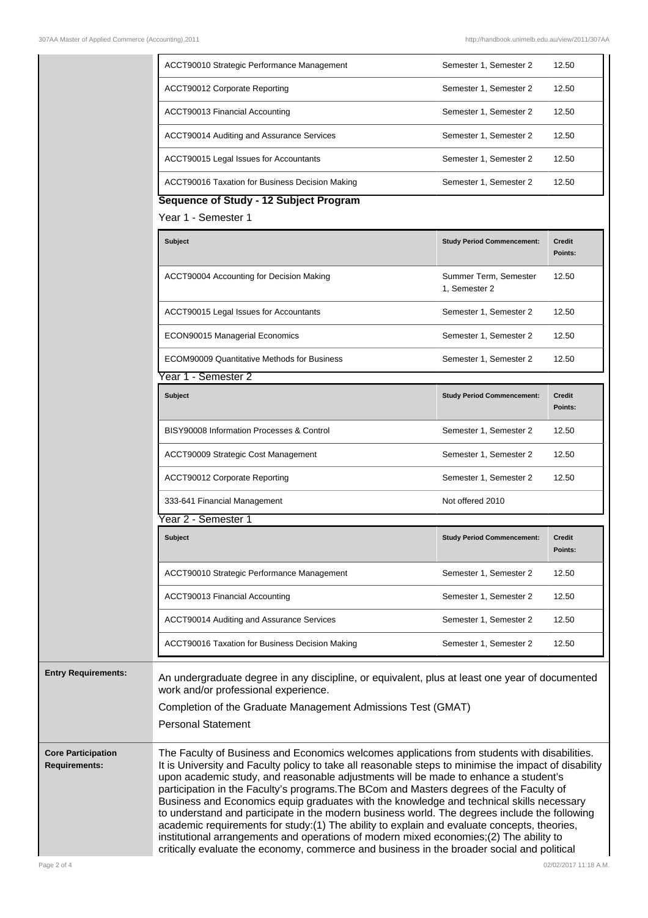| | | |
|---|---|---|
| ACCT90010 Strategic Performance Management | Semester 1, Semester 2 | 12.50 |
| ACCT90012 Corporate Reporting | Semester 1, Semester 2 | 12.50 |
| ACCT90013 Financial Accounting | Semester 1, Semester 2 | 12.50 |
| ACCT90014 Auditing and Assurance Services | Semester 1, Semester 2 | 12.50 |
| ACCT90015 Legal Issues for Accountants | Semester 1, Semester 2 | 12.50 |
| ACCT90016 Taxation for Business Decision Making | Semester 1, Semester 2 | 12.50 |

### Sequence of Study - 12 Subject Program

Year 1 - Semester 1

| Subject | Study Period Commencement: | Credit Points: |
|---|---|---|
| ACCT90004 Accounting for Decision Making | Summer Term, Semester 1, Semester 2 | 12.50 |
| ACCT90015 Legal Issues for Accountants | Semester 1, Semester 2 | 12.50 |
| ECON90015 Managerial Economics | Semester 1, Semester 2 | 12.50 |
| ECOM90009 Quantitative Methods for Business | Semester 1, Semester 2 | 12.50 |

Year 1 - Semester 2

| Subject | Study Period Commencement: | Credit Points: |
|---|---|---|
| BISY90008 Information Processes & Control | Semester 1, Semester 2 | 12.50 |
| ACCT90009 Strategic Cost Management | Semester 1, Semester 2 | 12.50 |
| ACCT90012 Corporate Reporting | Semester 1, Semester 2 | 12.50 |
| 333-641 Financial Management | Not offered 2010 | |

Year 2 - Semester 1

| Subject | Study Period Commencement: | Credit Points: |
|---|---|---|
| ACCT90010 Strategic Performance Management | Semester 1, Semester 2 | 12.50 |
| ACCT90013 Financial Accounting | Semester 1, Semester 2 | 12.50 |
| ACCT90014 Auditing and Assurance Services | Semester 1, Semester 2 | 12.50 |
| ACCT90016 Taxation for Business Decision Making | Semester 1, Semester 2 | 12.50 |

**Entry Requirements:**

An undergraduate degree in any discipline, or equivalent, plus at least one year of documented work and/or professional experience.

Completion of the Graduate Management Admissions Test (GMAT)

Personal Statement

**Core Participation Requirements:**

The Faculty of Business and Economics welcomes applications from students with disabilities. It is University and Faculty policy to take all reasonable steps to minimise the impact of disability upon academic study, and reasonable adjustments will be made to enhance a student's participation in the Faculty's programs.The BCom and Masters degrees of the Faculty of Business and Economics equip graduates with the knowledge and technical skills necessary to understand and participate in the modern business world. The degrees include the following academic requirements for study:(1) The ability to explain and evaluate concepts, theories, institutional arrangements and operations of modern mixed economies;(2) The ability to critically evaluate the economy, commerce and business in the broader social and political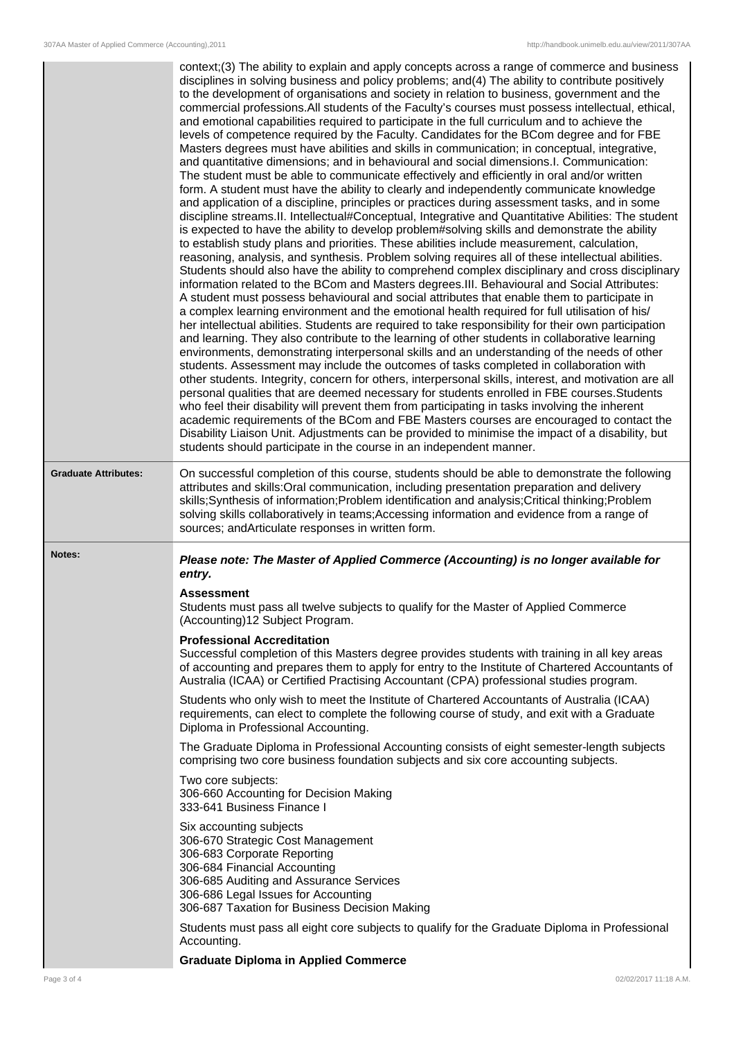| | |
|---|---|
| | context;(3) The ability to explain and apply concepts across a range of commerce and business disciplines in solving business and policy problems; and(4) The ability to contribute positively to the development of organisations and society in relation to business, government and the commercial professions.All students of the Faculty's courses must possess intellectual, ethical, and emotional capabilities required to participate in the full curriculum and to achieve the levels of competence required by the Faculty. Candidates for the BCom degree and for FBE Masters degrees must have abilities and skills in communication; in conceptual, integrative, and quantitative dimensions; and in behavioural and social dimensions.I. Communication: The student must be able to communicate effectively and efficiently in oral and/or written form. A student must have the ability to clearly and independently communicate knowledge and application of a discipline, principles or practices during assessment tasks, and in some discipline streams.II. Intellectual#Conceptual, Integrative and Quantitative Abilities: The student is expected to have the ability to develop problem#solving skills and demonstrate the ability to establish study plans and priorities. These abilities include measurement, calculation, reasoning, analysis, and synthesis. Problem solving requires all of these intellectual abilities. Students should also have the ability to comprehend complex disciplinary and cross disciplinary information related to the BCom and Masters degrees.III. Behavioural and Social Attributes: A student must possess behavioural and social attributes that enable them to participate in a complex learning environment and the emotional health required for full utilisation of his/her intellectual abilities. Students are required to take responsibility for their own participation and learning. They also contribute to the learning of other students in collaborative learning environments, demonstrating interpersonal skills and an understanding of the needs of other students. Assessment may include the outcomes of tasks completed in collaboration with other students. Integrity, concern for others, interpersonal skills, interest, and motivation are all personal qualities that are deemed necessary for students enrolled in FBE courses.Students who feel their disability will prevent them from participating in tasks involving the inherent academic requirements of the BCom and FBE Masters courses are encouraged to contact the Disability Liaison Unit. Adjustments can be provided to minimise the impact of a disability, but students should participate in the course in an independent manner. |
| **Graduate Attributes:** | On successful completion of this course, students should be able to demonstrate the following attributes and skills:Oral communication, including presentation preparation and delivery skills;Synthesis of information;Problem identification and analysis;Critical thinking;Problem solving skills collaboratively in teams;Accessing information and evidence from a range of sources; andArticulate responses in written form. |
| **Notes:** | ***Please note: The Master of Applied Commerce (Accounting) is no longer available for entry.*** <br><br> **Assessment** <br> Students must pass all twelve subjects to qualify for the Master of Applied Commerce (Accounting)12 Subject Program. <br><br> **Professional Accreditation** <br> Successful completion of this Masters degree provides students with training in all key areas of accounting and prepares them to apply for entry to the Institute of Chartered Accountants of Australia (ICAA) or Certified Practising Accountant (CPA) professional studies program. <br><br> Students who only wish to meet the Institute of Chartered Accountants of Australia (ICAA) requirements, can elect to complete the following course of study, and exit with a Graduate Diploma in Professional Accounting. <br><br> The Graduate Diploma in Professional Accounting consists of eight semester-length subjects comprising two core business foundation subjects and six core accounting subjects. <br><br> Two core subjects: <br> 306-660 Accounting for Decision Making <br> 333-641 Business Finance I <br><br> Six accounting subjects <br> 306-670 Strategic Cost Management <br> 306-683 Corporate Reporting <br> 306-684 Financial Accounting <br> 306-685 Auditing and Assurance Services <br> 306-686 Legal Issues for Accounting <br> 306-687 Taxation for Business Decision Making <br><br> Students must pass all eight core subjects to qualify for the Graduate Diploma in Professional Accounting. <br><br> **Graduate Diploma in Applied Commerce** |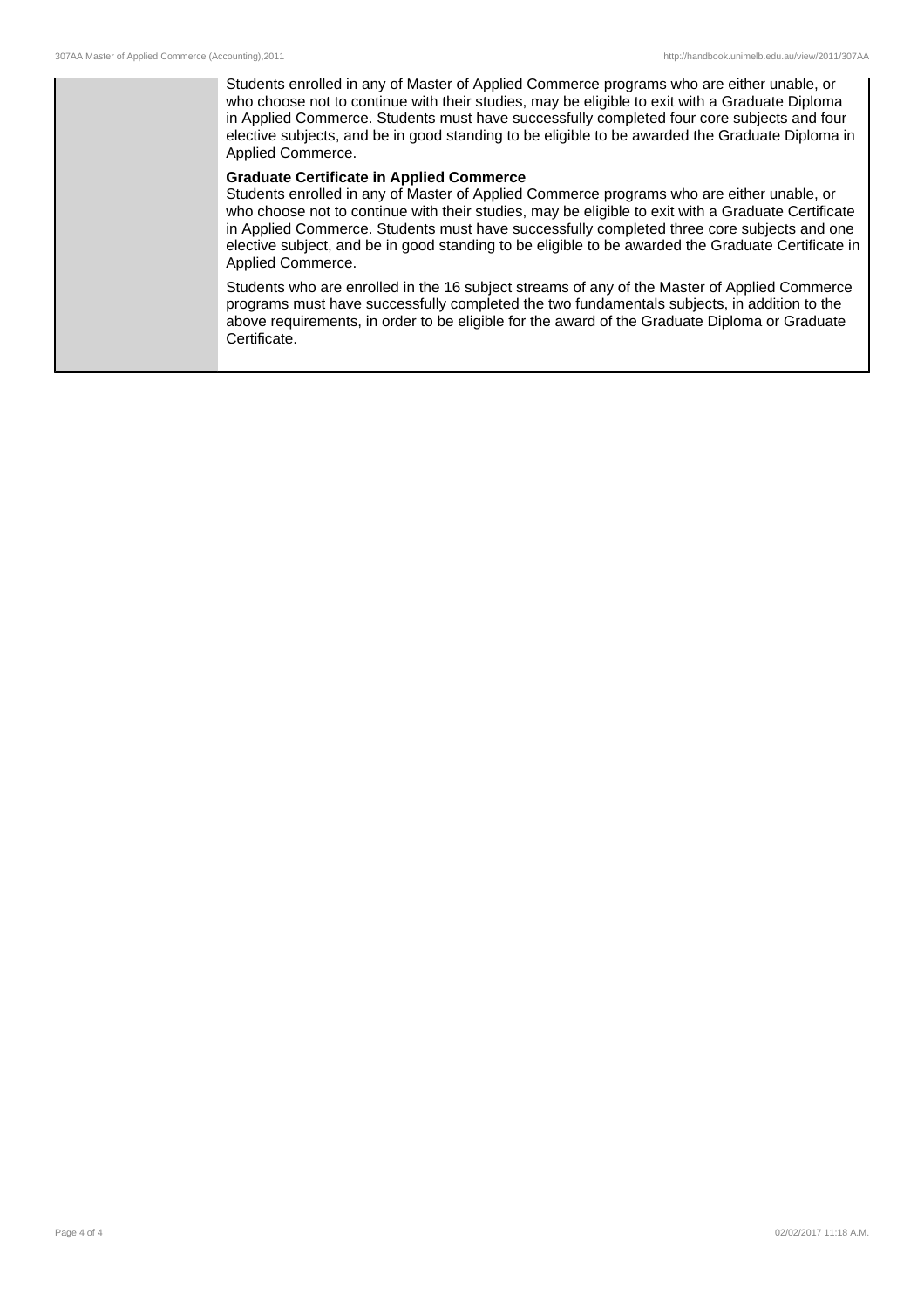Students enrolled in any of Master of Applied Commerce programs who are either unable, or who choose not to continue with their studies, may be eligible to exit with a Graduate Diploma in Applied Commerce. Students must have successfully completed four core subjects and four elective subjects, and be in good standing to be eligible to be awarded the Graduate Diploma in Applied Commerce.

**Graduate Certificate in Applied Commerce**

Students enrolled in any of Master of Applied Commerce programs who are either unable, or who choose not to continue with their studies, may be eligible to exit with a Graduate Certificate in Applied Commerce. Students must have successfully completed three core subjects and one elective subject, and be in good standing to be eligible to be awarded the Graduate Certificate in Applied Commerce.

Students who are enrolled in the 16 subject streams of any of the Master of Applied Commerce programs must have successfully completed the two fundamentals subjects, in addition to the above requirements, in order to be eligible for the award of the Graduate Diploma or Graduate Certificate.